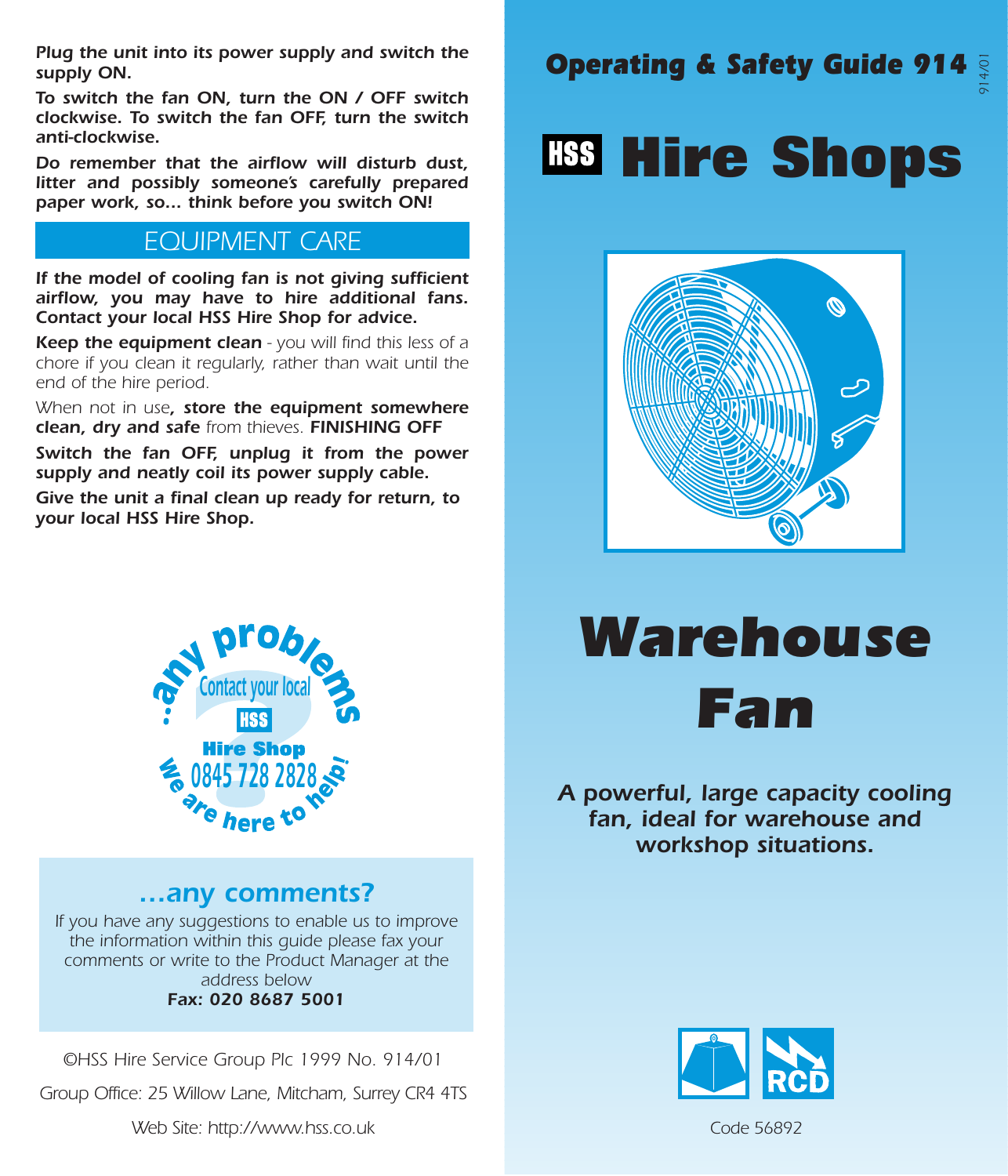**Plug the unit into its power supply and switch the supply ON.**

**To switch the fan ON, turn the ON / OFF switch clockwise. To switch the fan OFF, turn the switch anti-clockwise.**

**Do remember that the airflow will disturb dust, litter and possibly someone's carefully prepared paper work, so... think before you switch ON!**

## EQUIPMENT CARE

**If the model of cooling fan is not giving sufficient airflow, you may have to hire additional fans. Contact your local HSS Hire Shop for advice.**

**Keep the equipment clean** - you will find this less of a chore if you clean it regularly, rather than wait until the end of the hire period.

When not in use**, store the equipment somewhere clean, dry and safe** from thieves.

**FINISHING OFF**

**Switch the fan OFF, unplug it from the power supply and neatly coil its power supply cable.**

**Give the unit a final clean up ready for return, to your local HSS Hire Shop.**

...any problems

Contact your local HSS Hire Shop

0845 728 2828

We are here to help!

### ...any comments?

If you have any suggestions to enable us to improve the information within this guide please fax your comments or write to the Product Manager at the address below

**Fax: 020 8687 5001**

©HSS Hire Service Group Plc 1999 No. 914/01

Group Office: 25 Willow Lane, Mitcham, Surrey CR4 4TS

Web Site: http://www.hss.co.uk

**Operating & Safety Guide 914**

914/01

# HSS Hire Shops

# Warehouse Fan

***A powerful, large capacity cooling fan, ideal for warehouse and workshop situations.***

RCD

Code 56892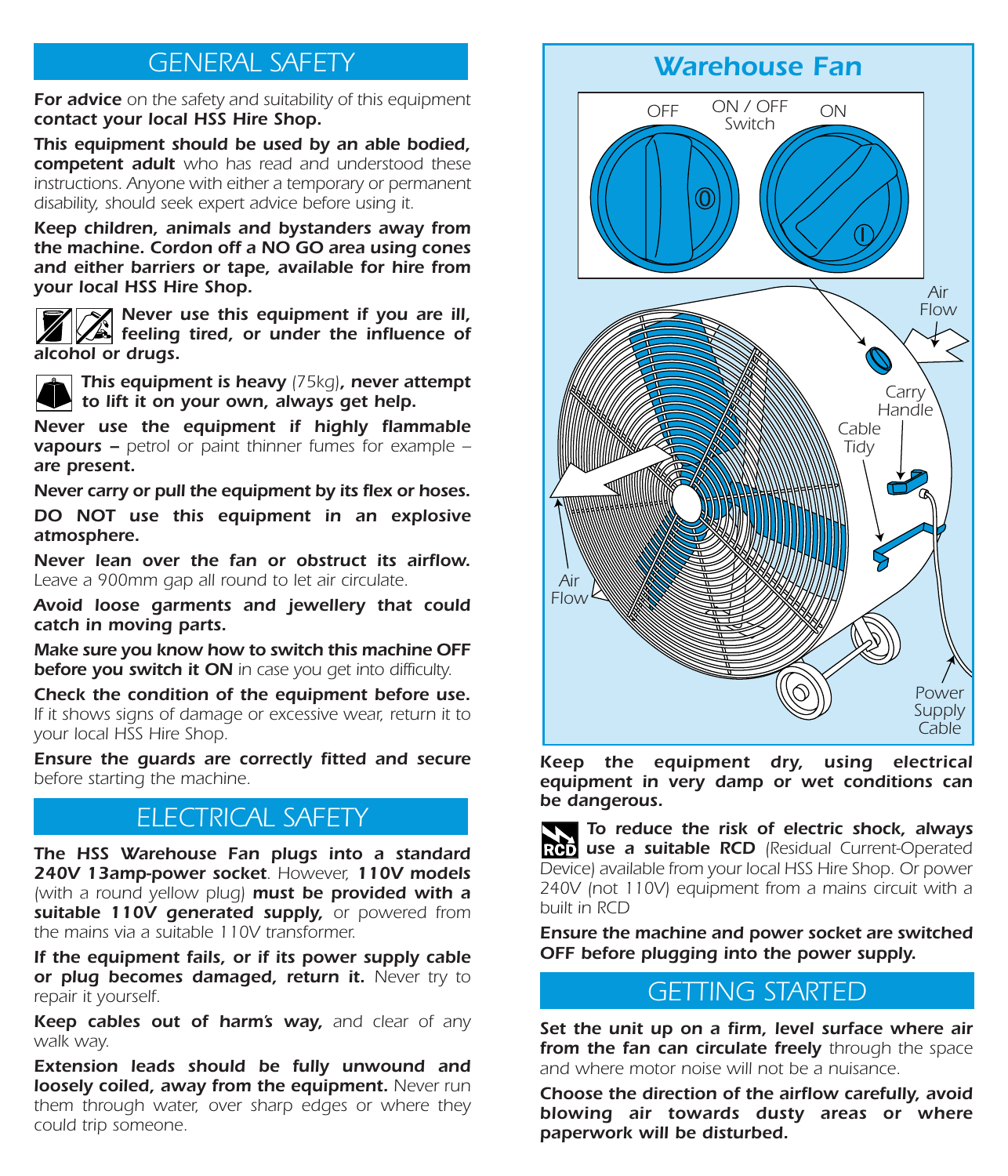## GENERAL SAFETY

**For advice** on the safety and suitability of this equipment **contact your local HSS Hire Shop.**

**This equipment should be used by an able bodied, competent adult** who has read and understood these instructions. Anyone with either a temporary or permanent disability, should seek expert advice before using it.

**Keep children, animals and bystanders away from the machine. Cordon off a NO GO area using cones and either barriers or tape, available for hire from your local HSS Hire Shop.**

**Never use this equipment if you are ill, feeling tired, or under the influence of alcohol or drugs.**

**This equipment is heavy** (75kg)**, never attempt to lift it on your own, always get help.**

**Never use the equipment if highly flammable vapours –** petrol or paint thinner fumes for example – **are present.**

**Never carry or pull the equipment by its flex or hoses.**

**DO NOT use this equipment in an explosive atmosphere.**

**Never lean over the fan or obstruct its airflow.** Leave a 900mm gap all round to let air circulate.

**Avoid loose garments and jewellery that could catch in moving parts.**

**Make sure you know how to switch this machine OFF before you switch it ON** in case you get into difficulty.

**Check the condition of the equipment before use.** If it shows signs of damage or excessive wear, return it to your local HSS Hire Shop.

**Ensure the guards are correctly fitted and secure** before starting the machine.

## ELECTRICAL SAFETY

**The HSS Warehouse Fan plugs into a standard 240V 13amp-power socket**. However, **110V models** (with a round yellow plug) **must be provided with a suitable 110V generated supply,** or powered from the mains via a suitable 110V transformer.

**If the equipment fails, or if its power supply cable or plug becomes damaged, return it.** Never try to repair it yourself.

**Keep cables out of harm's way,** and clear of any walk way.

**Extension leads should be fully unwound and loosely coiled, away from the equipment.** Never run them through water, over sharp edges or where they could trip someone.

## Warehouse Fan

OFF
ON / OFF Switch
ON
Air Flow
Carry Handle
Cable Tidy
Air Flow
Power Supply Cable

**Keep the equipment dry, using electrical equipment in very damp or wet conditions can be dangerous.**

**To reduce the risk of electric shock, always use a suitable RCD** (Residual Current-Operated Device) available from your local HSS Hire Shop. Or power 240V (not 110V) equipment from a mains circuit with a built in RCD

**Ensure the machine and power socket are switched OFF before plugging into the power supply.**

## GETTING STARTED

**Set the unit up on a firm, level surface where air from the fan can circulate freely** through the space and where motor noise will not be a nuisance.

**Choose the direction of the airflow carefully, avoid blowing air towards dusty areas or where paperwork will be disturbed.**